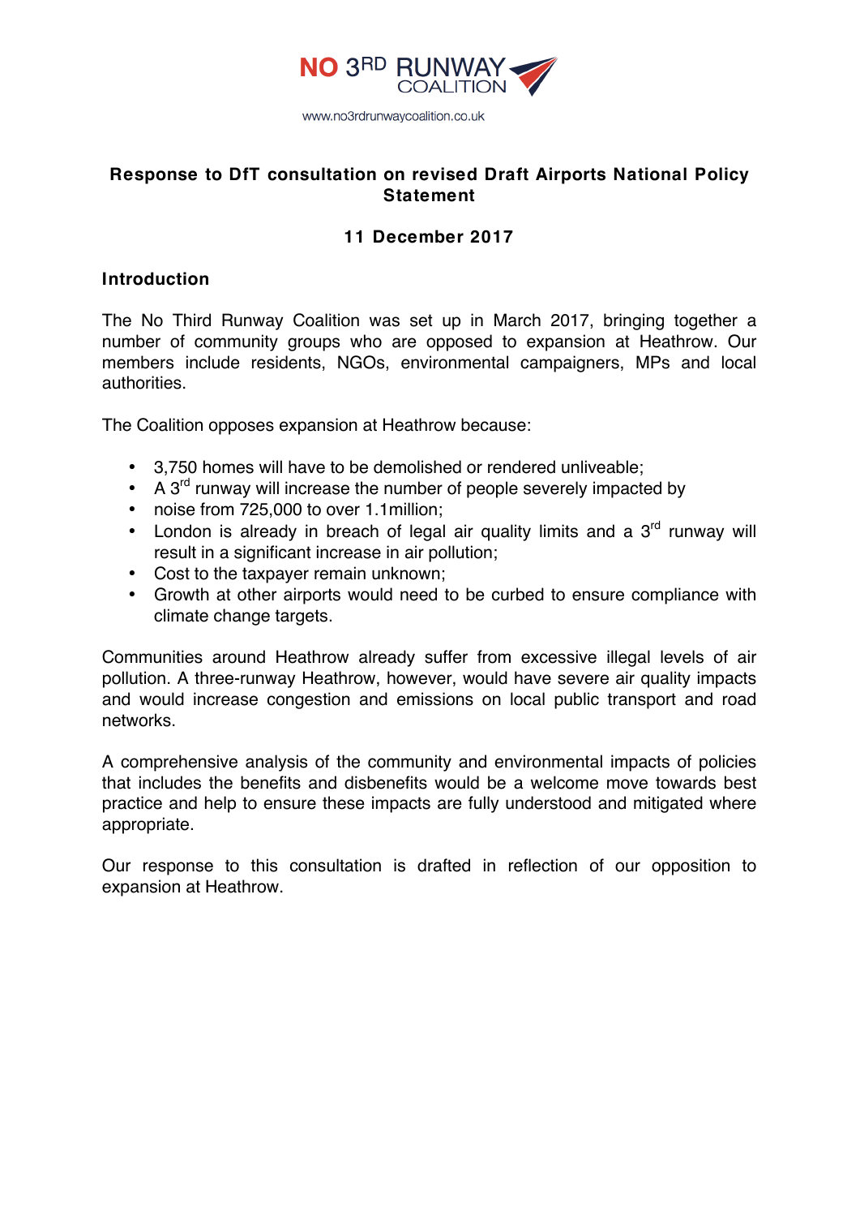NO 3RD RUNWAY COALITION

www.no3rdrunwaycoalition.co.uk

# Response to DfT consultation on revised Draft Airports National Policy Statement

**11 December 2017**

## Introduction

The No Third Runway Coalition was set up in March 2017, bringing together a number of community groups who are opposed to expansion at Heathrow. Our members include residents, NGOs, environmental campaigners, MPs and local authorities.

The Coalition opposes expansion at Heathrow because:

- 3,750 homes will have to be demolished or rendered unliveable;
- A 3rd runway will increase the number of people severely impacted by
- noise from 725,000 to over 1.1million;
- London is already in breach of legal air quality limits and a 3rd runway will result in a significant increase in air pollution;
- Cost to the taxpayer remain unknown;
- Growth at other airports would need to be curbed to ensure compliance with climate change targets.

Communities around Heathrow already suffer from excessive illegal levels of air pollution. A three-runway Heathrow, however, would have severe air quality impacts and would increase congestion and emissions on local public transport and road networks.

A comprehensive analysis of the community and environmental impacts of policies that includes the benefits and disbenefits would be a welcome move towards best practice and help to ensure these impacts are fully understood and mitigated where appropriate.

Our response to this consultation is drafted in reflection of our opposition to expansion at Heathrow.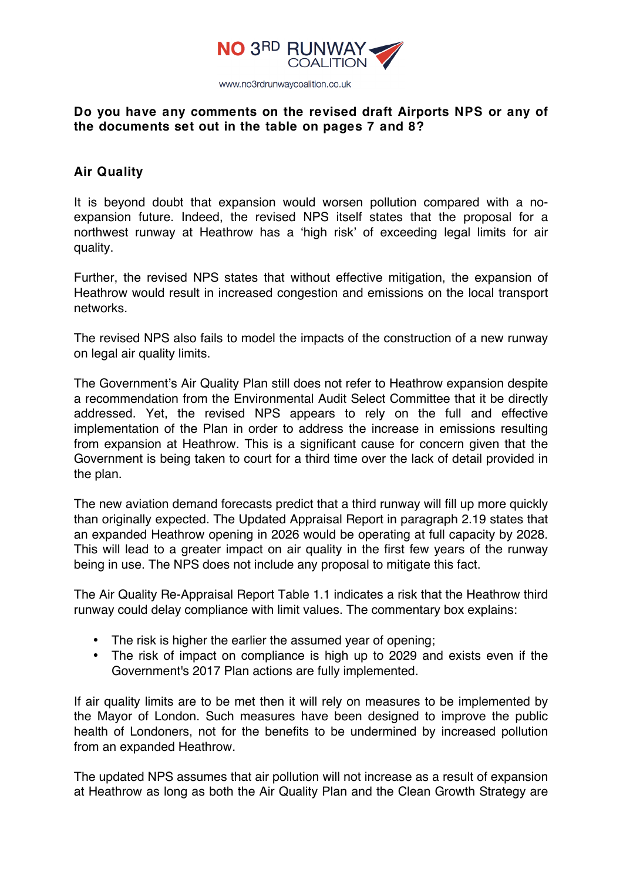NO 3RD RUNWAY COALITION

www.no3rdrunwaycoalition.co.uk

**Do you have any comments on the revised draft Airports NPS or any of the documents set out in the table on pages 7 and 8?**

## Air Quality

It is beyond doubt that expansion would worsen pollution compared with a no-expansion future. Indeed, the revised NPS itself states that the proposal for a northwest runway at Heathrow has a 'high risk' of exceeding legal limits for air quality.

Further, the revised NPS states that without effective mitigation, the expansion of Heathrow would result in increased congestion and emissions on the local transport networks.

The revised NPS also fails to model the impacts of the construction of a new runway on legal air quality limits.

The Government's Air Quality Plan still does not refer to Heathrow expansion despite a recommendation from the Environmental Audit Select Committee that it be directly addressed. Yet, the revised NPS appears to rely on the full and effective implementation of the Plan in order to address the increase in emissions resulting from expansion at Heathrow. This is a significant cause for concern given that the Government is being taken to court for a third time over the lack of detail provided in the plan.

The new aviation demand forecasts predict that a third runway will fill up more quickly than originally expected. The Updated Appraisal Report in paragraph 2.19 states that an expanded Heathrow opening in 2026 would be operating at full capacity by 2028. This will lead to a greater impact on air quality in the first few years of the runway being in use. The NPS does not include any proposal to mitigate this fact.

The Air Quality Re-Appraisal Report Table 1.1 indicates a risk that the Heathrow third runway could delay compliance with limit values. The commentary box explains:

- The risk is higher the earlier the assumed year of opening;
- The risk of impact on compliance is high up to 2029 and exists even if the Government's 2017 Plan actions are fully implemented.

If air quality limits are to be met then it will rely on measures to be implemented by the Mayor of London. Such measures have been designed to improve the public health of Londoners, not for the benefits to be undermined by increased pollution from an expanded Heathrow.

The updated NPS assumes that air pollution will not increase as a result of expansion at Heathrow as long as both the Air Quality Plan and the Clean Growth Strategy are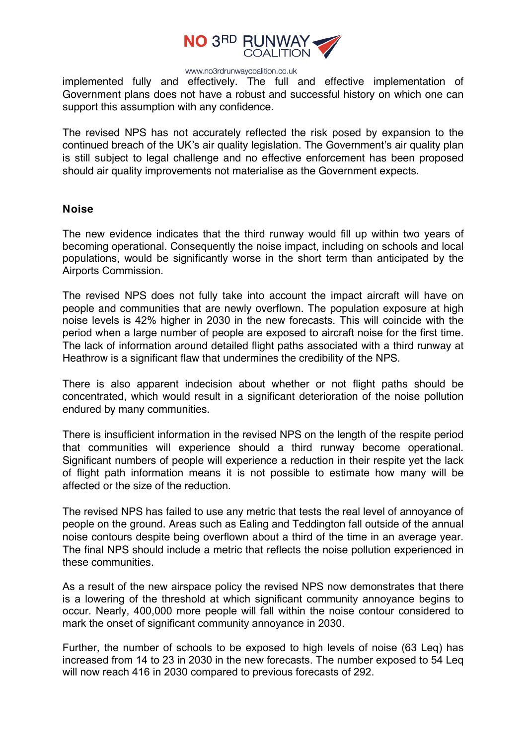implemented fully and effectively. The full and effective implementation of Government plans does not have a robust and successful history on which one can support this assumption with any confidence.

The revised NPS has not accurately reflected the risk posed by expansion to the continued breach of the UK's air quality legislation. The Government's air quality plan is still subject to legal challenge and no effective enforcement has been proposed should air quality improvements not materialise as the Government expects.

**Noise**

The new evidence indicates that the third runway would fill up within two years of becoming operational. Consequently the noise impact, including on schools and local populations, would be significantly worse in the short term than anticipated by the Airports Commission.

The revised NPS does not fully take into account the impact aircraft will have on people and communities that are newly overflown. The population exposure at high noise levels is 42% higher in 2030 in the new forecasts. This will coincide with the period when a large number of people are exposed to aircraft noise for the first time. The lack of information around detailed flight paths associated with a third runway at Heathrow is a significant flaw that undermines the credibility of the NPS.

There is also apparent indecision about whether or not flight paths should be concentrated, which would result in a significant deterioration of the noise pollution endured by many communities.

There is insufficient information in the revised NPS on the length of the respite period that communities will experience should a third runway become operational. Significant numbers of people will experience a reduction in their respite yet the lack of flight path information means it is not possible to estimate how many will be affected or the size of the reduction.

The revised NPS has failed to use any metric that tests the real level of annoyance of people on the ground. Areas such as Ealing and Teddington fall outside of the annual noise contours despite being overflown about a third of the time in an average year. The final NPS should include a metric that reflects the noise pollution experienced in these communities.

As a result of the new airspace policy the revised NPS now demonstrates that there is a lowering of the threshold at which significant community annoyance begins to occur. Nearly, 400,000 more people will fall within the noise contour considered to mark the onset of significant community annoyance in 2030.

Further, the number of schools to be exposed to high levels of noise (63 Leq) has increased from 14 to 23 in 2030 in the new forecasts. The number exposed to 54 Leq will now reach 416 in 2030 compared to previous forecasts of 292.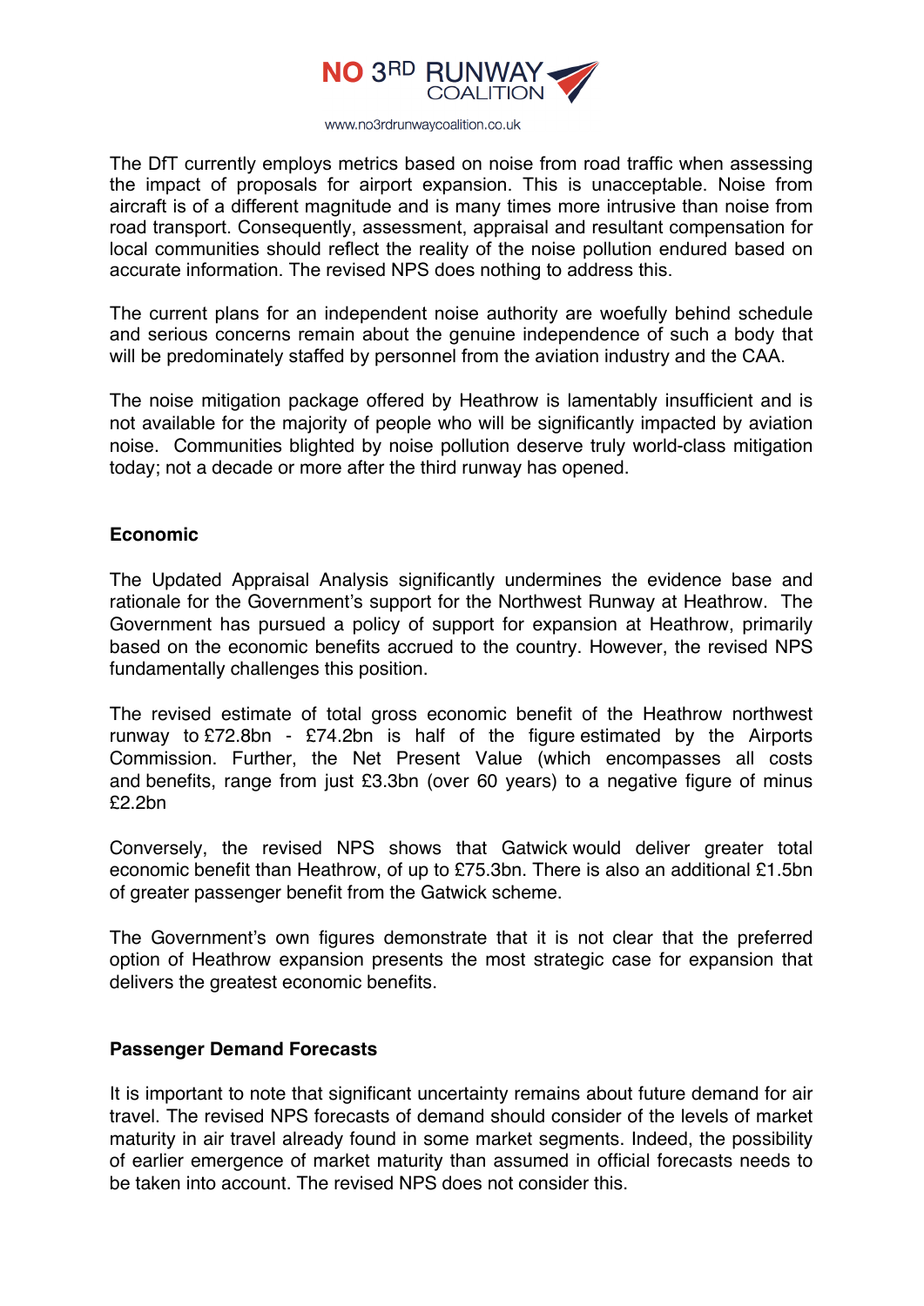The DfT currently employs metrics based on noise from road traffic when assessing the impact of proposals for airport expansion. This is unacceptable. Noise from aircraft is of a different magnitude and is many times more intrusive than noise from road transport. Consequently, assessment, appraisal and resultant compensation for local communities should reflect the reality of the noise pollution endured based on accurate information. The revised NPS does nothing to address this.

The current plans for an independent noise authority are woefully behind schedule and serious concerns remain about the genuine independence of such a body that will be predominately staffed by personnel from the aviation industry and the CAA.

The noise mitigation package offered by Heathrow is lamentably insufficient and is not available for the majority of people who will be significantly impacted by aviation noise. Communities blighted by noise pollution deserve truly world-class mitigation today; not a decade or more after the third runway has opened.

**Economic**

The Updated Appraisal Analysis significantly undermines the evidence base and rationale for the Government's support for the Northwest Runway at Heathrow. The Government has pursued a policy of support for expansion at Heathrow, primarily based on the economic benefits accrued to the country. However, the revised NPS fundamentally challenges this position.

The revised estimate of total gross economic benefit of the Heathrow northwest runway to £72.8bn - £74.2bn is half of the figure estimated by the Airports Commission. Further, the Net Present Value (which encompasses all costs and benefits, range from just £3.3bn (over 60 years) to a negative figure of minus £2.2bn

Conversely, the revised NPS shows that Gatwick would deliver greater total economic benefit than Heathrow, of up to £75.3bn. There is also an additional £1.5bn of greater passenger benefit from the Gatwick scheme.

The Government's own figures demonstrate that it is not clear that the preferred option of Heathrow expansion presents the most strategic case for expansion that delivers the greatest economic benefits.

**Passenger Demand Forecasts**

It is important to note that significant uncertainty remains about future demand for air travel. The revised NPS forecasts of demand should consider of the levels of market maturity in air travel already found in some market segments. Indeed, the possibility of earlier emergence of market maturity than assumed in official forecasts needs to be taken into account. The revised NPS does not consider this.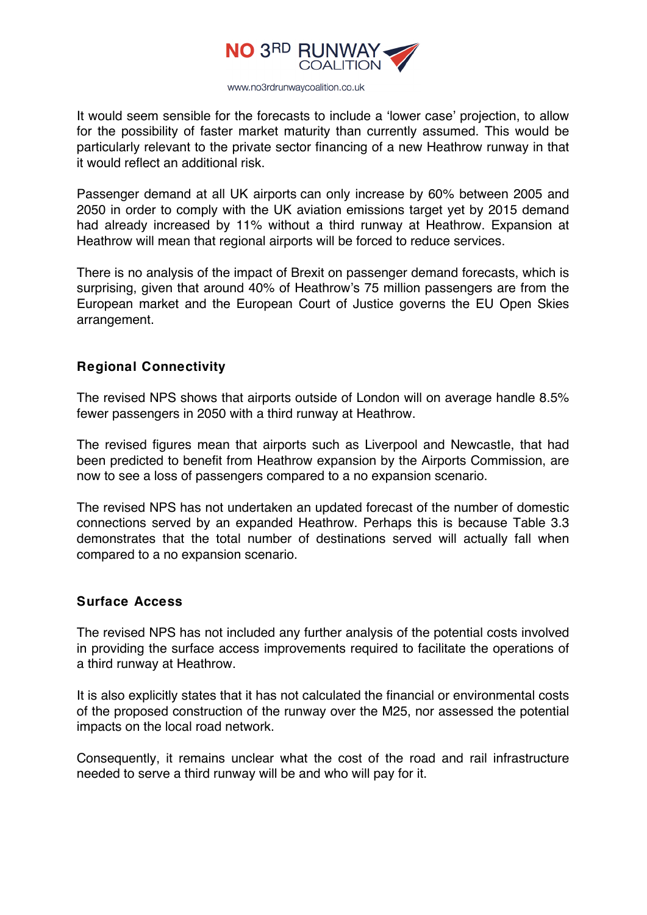It would seem sensible for the forecasts to include a 'lower case' projection, to allow for the possibility of faster market maturity than currently assumed. This would be particularly relevant to the private sector financing of a new Heathrow runway in that it would reflect an additional risk.

Passenger demand at all UK airports can only increase by 60% between 2005 and 2050 in order to comply with the UK aviation emissions target yet by 2015 demand had already increased by 11% without a third runway at Heathrow. Expansion at Heathrow will mean that regional airports will be forced to reduce services.

There is no analysis of the impact of Brexit on passenger demand forecasts, which is surprising, given that around 40% of Heathrow's 75 million passengers are from the European market and the European Court of Justice governs the EU Open Skies arrangement.

## Regional Connectivity

The revised NPS shows that airports outside of London will on average handle 8.5% fewer passengers in 2050 with a third runway at Heathrow.

The revised figures mean that airports such as Liverpool and Newcastle, that had been predicted to benefit from Heathrow expansion by the Airports Commission, are now to see a loss of passengers compared to a no expansion scenario.

The revised NPS has not undertaken an updated forecast of the number of domestic connections served by an expanded Heathrow. Perhaps this is because Table 3.3 demonstrates that the total number of destinations served will actually fall when compared to a no expansion scenario.

## Surface Access

The revised NPS has not included any further analysis of the potential costs involved in providing the surface access improvements required to facilitate the operations of a third runway at Heathrow.

It is also explicitly states that it has not calculated the financial or environmental costs of the proposed construction of the runway over the M25, nor assessed the potential impacts on the local road network.

Consequently, it remains unclear what the cost of the road and rail infrastructure needed to serve a third runway will be and who will pay for it.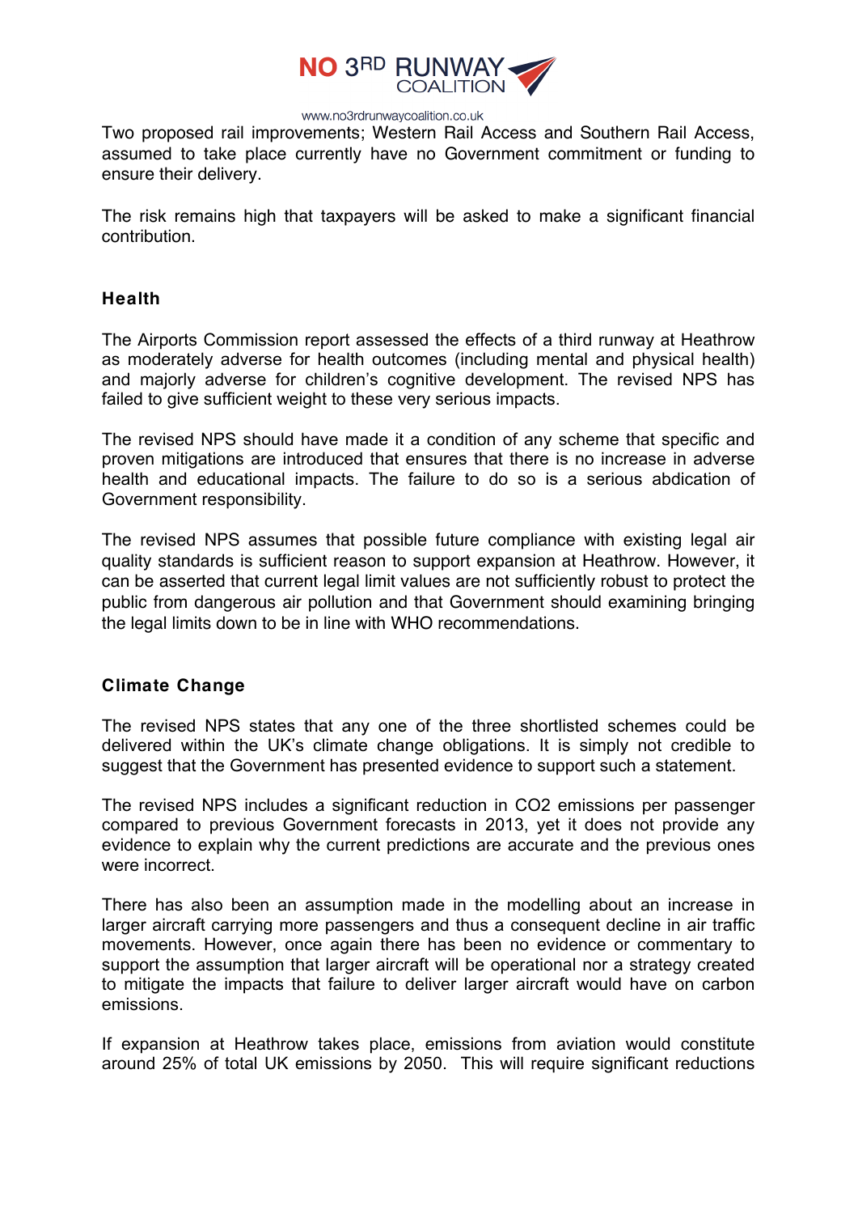Two proposed rail improvements; Western Rail Access and Southern Rail Access, assumed to take place currently have no Government commitment or funding to ensure their delivery.

The risk remains high that taxpayers will be asked to make a significant financial contribution.

## Health

The Airports Commission report assessed the effects of a third runway at Heathrow as moderately adverse for health outcomes (including mental and physical health) and majorly adverse for children's cognitive development. The revised NPS has failed to give sufficient weight to these very serious impacts.

The revised NPS should have made it a condition of any scheme that specific and proven mitigations are introduced that ensures that there is no increase in adverse health and educational impacts. The failure to do so is a serious abdication of Government responsibility.

The revised NPS assumes that possible future compliance with existing legal air quality standards is sufficient reason to support expansion at Heathrow. However, it can be asserted that current legal limit values are not sufficiently robust to protect the public from dangerous air pollution and that Government should examining bringing the legal limits down to be in line with WHO recommendations.

## Climate Change

The revised NPS states that any one of the three shortlisted schemes could be delivered within the UK's climate change obligations. It is simply not credible to suggest that the Government has presented evidence to support such a statement.

The revised NPS includes a significant reduction in $CO_2$ emissions per passenger compared to previous Government forecasts in 2013, yet it does not provide any evidence to explain why the current predictions are accurate and the previous ones were incorrect.

There has also been an assumption made in the modelling about an increase in larger aircraft carrying more passengers and thus a consequent decline in air traffic movements. However, once again there has been no evidence or commentary to support the assumption that larger aircraft will be operational nor a strategy created to mitigate the impacts that failure to deliver larger aircraft would have on carbon emissions.

If expansion at Heathrow takes place, emissions from aviation would constitute around 25% of total UK emissions by 2050. This will require significant reductions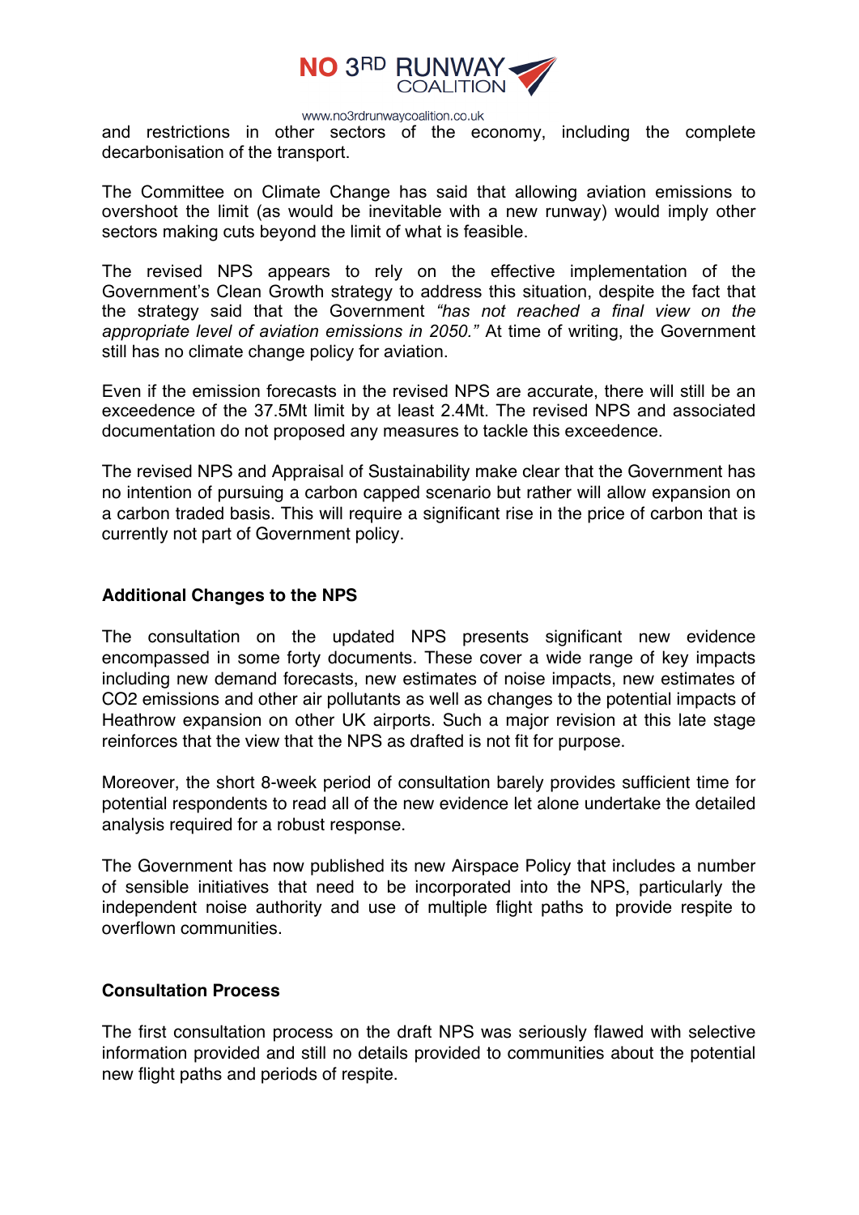and restrictions in other sectors of the economy, including the complete decarbonisation of the transport.

The Committee on Climate Change has said that allowing aviation emissions to overshoot the limit (as would be inevitable with a new runway) would imply other sectors making cuts beyond the limit of what is feasible.

The revised NPS appears to rely on the effective implementation of the Government's Clean Growth strategy to address this situation, despite the fact that the strategy said that the Government *"has not reached a final view on the appropriate level of aviation emissions in 2050."* At time of writing, the Government still has no climate change policy for aviation.

Even if the emission forecasts in the revised NPS are accurate, there will still be an exceedence of the 37.5Mt limit by at least 2.4Mt. The revised NPS and associated documentation do not proposed any measures to tackle this exceedence.

The revised NPS and Appraisal of Sustainability make clear that the Government has no intention of pursuing a carbon capped scenario but rather will allow expansion on a carbon traded basis. This will require a significant rise in the price of carbon that is currently not part of Government policy.

**Additional Changes to the NPS**

The consultation on the updated NPS presents significant new evidence encompassed in some forty documents. These cover a wide range of key impacts including new demand forecasts, new estimates of noise impacts, new estimates of $CO_2$ emissions and other air pollutants as well as changes to the potential impacts of Heathrow expansion on other UK airports. Such a major revision at this late stage reinforces that the view that the NPS as drafted is not fit for purpose.

Moreover, the short 8-week period of consultation barely provides sufficient time for potential respondents to read all of the new evidence let alone undertake the detailed analysis required for a robust response.

The Government has now published its new Airspace Policy that includes a number of sensible initiatives that need to be incorporated into the NPS, particularly the independent noise authority and use of multiple flight paths to provide respite to overflown communities.

**Consultation Process**

The first consultation process on the draft NPS was seriously flawed with selective information provided and still no details provided to communities about the potential new flight paths and periods of respite.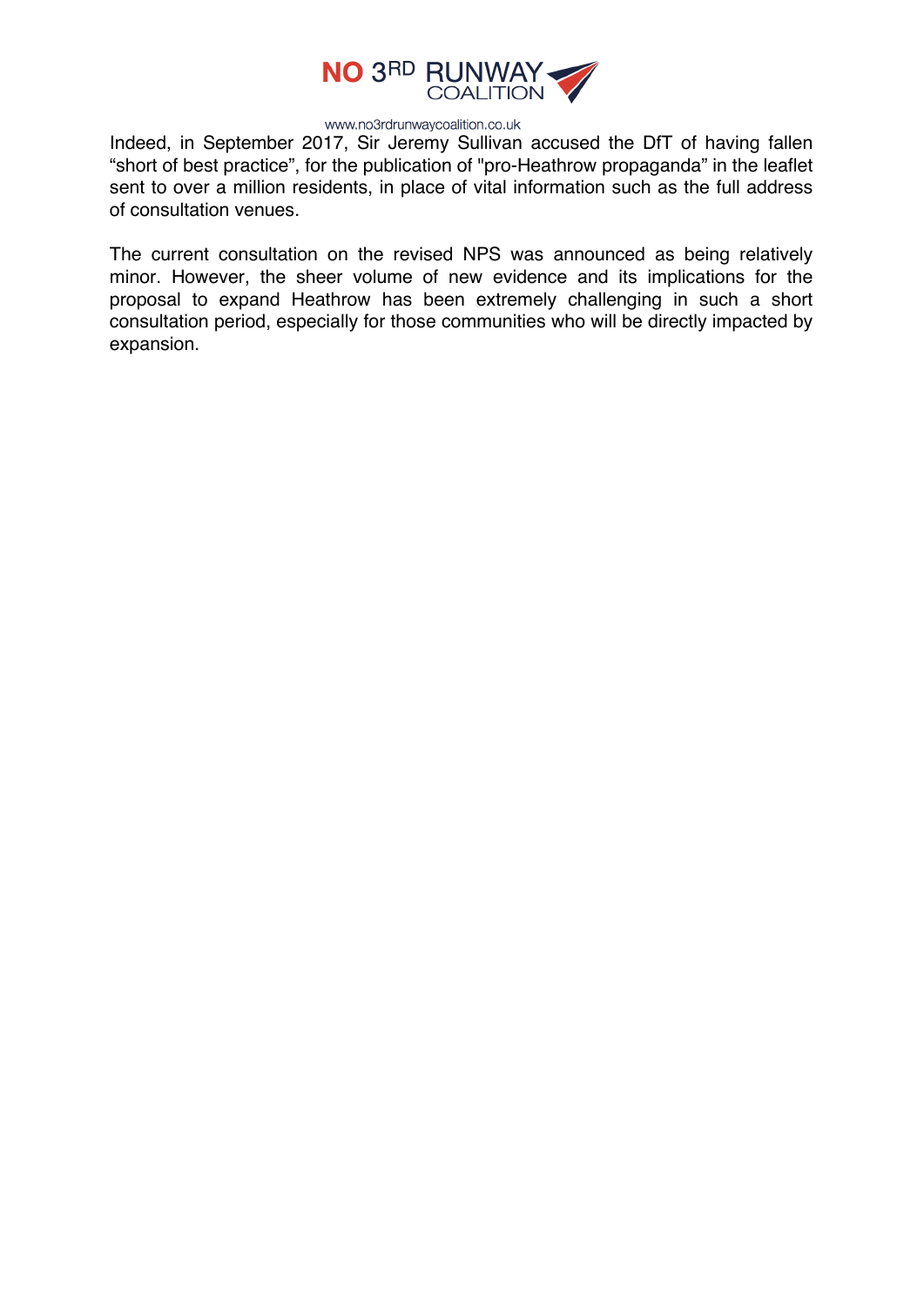Indeed, in September 2017, Sir Jeremy Sullivan accused the DfT of having fallen "short of best practice", for the publication of "pro-Heathrow propaganda" in the leaflet sent to over a million residents, in place of vital information such as the full address of consultation venues.

The current consultation on the revised NPS was announced as being relatively minor. However, the sheer volume of new evidence and its implications for the proposal to expand Heathrow has been extremely challenging in such a short consultation period, especially for those communities who will be directly impacted by expansion.